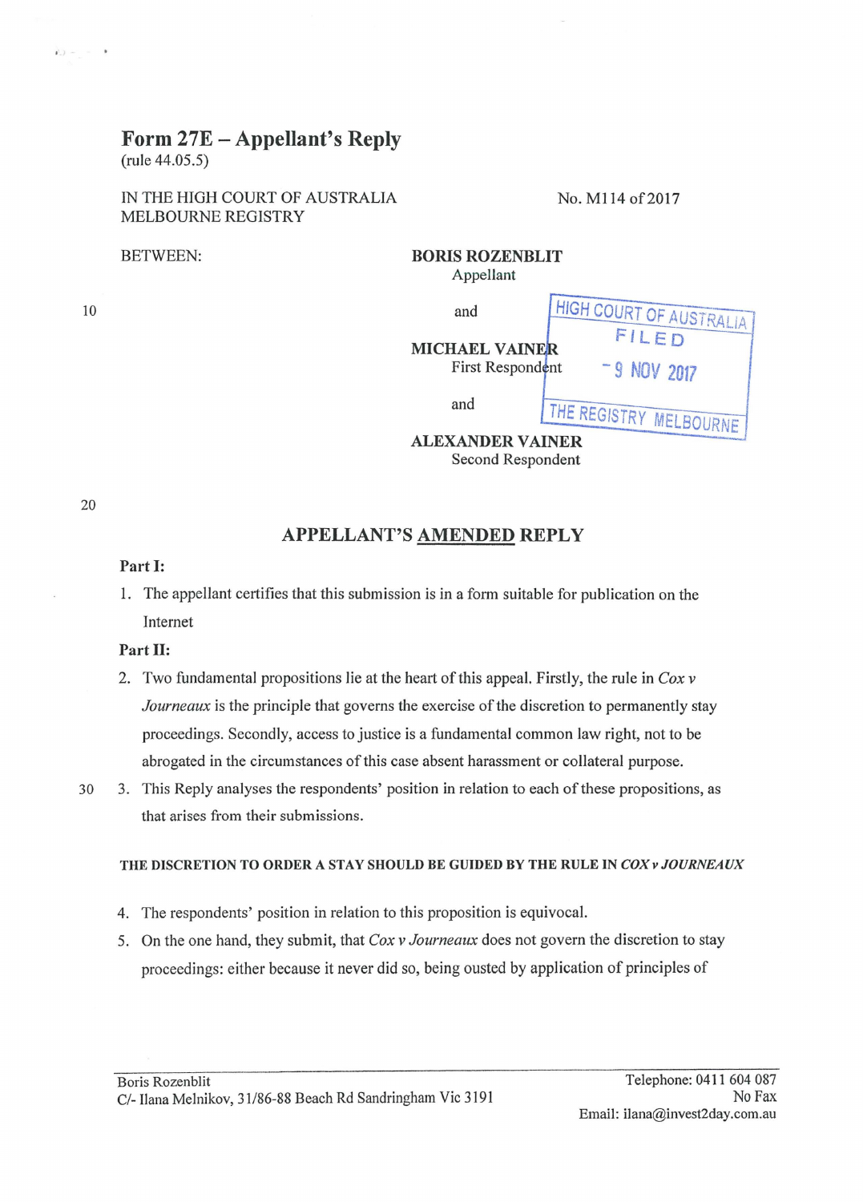# Form 27E – Appellant's Reply

(rule 44.05.5)

IN THE HIGH COURT OF AUSTRALIA
MELBOURNE REGISTRY

No. M114 of 2017

BETWEEN:

**BORIS ROZENBLIT**
Appellant

and

**MICHAEL VAINER**
First Respondent

and

**ALEXANDER VAINER**
Second Respondent

HIGH COURT OF AUSTRALIA
FILED
- 9 NOV 2017
THE REGISTRY MELBOURNE

## APPELLANT'S AMENDED REPLY

**Part I:**

1. The appellant certifies that this submission is in a form suitable for publication on the Internet

**Part II:**

2. Two fundamental propositions lie at the heart of this appeal. Firstly, the rule in *Cox v Journeaux* is the principle that governs the exercise of the discretion to permanently stay proceedings. Secondly, access to justice is a fundamental common law right, not to be abrogated in the circumstances of this case absent harassment or collateral purpose.

3. This Reply analyses the respondents' position in relation to each of these propositions, as that arises from their submissions.

**THE DISCRETION TO ORDER A STAY SHOULD BE GUIDED BY THE RULE IN *COX v JOURNEAUX***

4. The respondents' position in relation to this proposition is equivocal.

5. On the one hand, they submit, that *Cox v Journeaux* does not govern the discretion to stay proceedings: either because it never did so, being ousted by application of principles of

Boris Rozenblit
C/- Ilana Melnikov, 31/86-88 Beach Rd Sandringham Vic 3191

Telephone: 0411 604 087
No Fax
Email: ilana@invest2day.com.au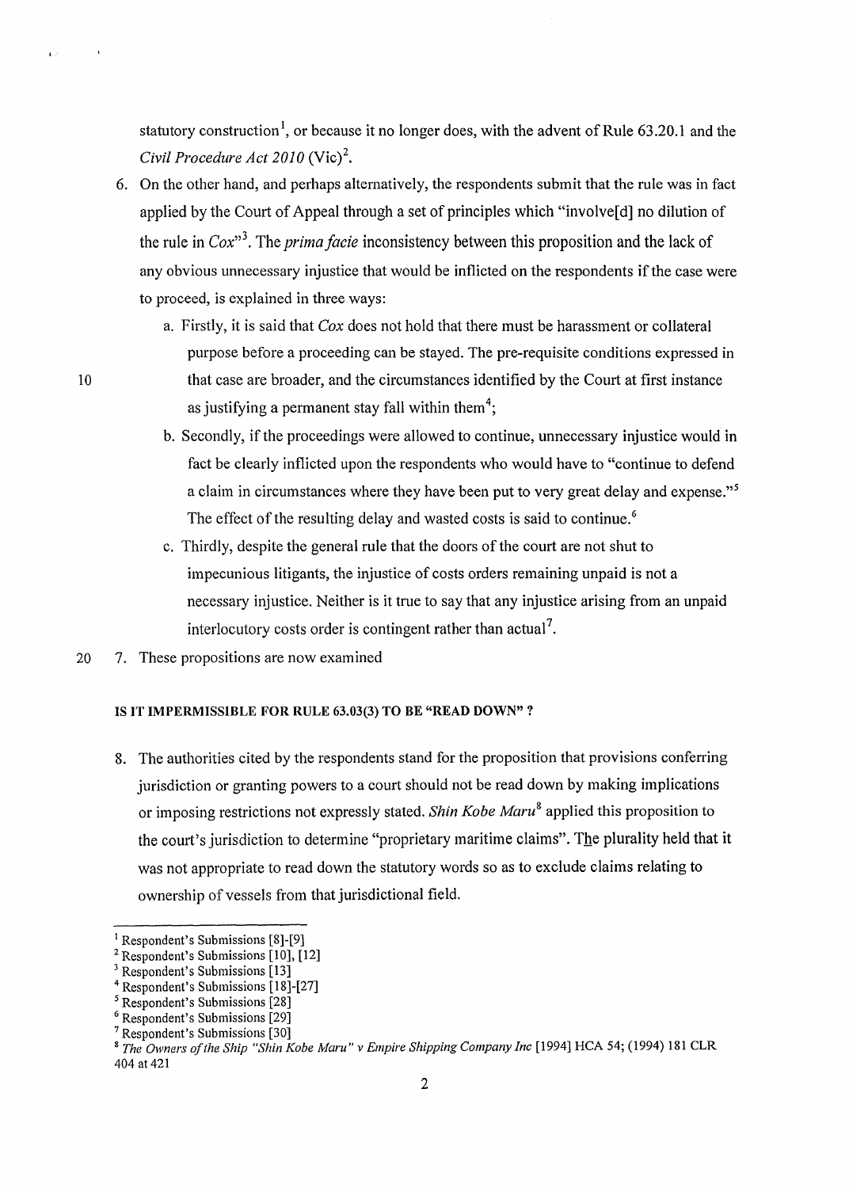statutory construction[1], or because it no longer does, with the advent of Rule 63.20.1 and the *Civil Procedure Act 2010* (Vic)[2].

6. On the other hand, and perhaps alternatively, the respondents submit that the rule was in fact applied by the Court of Appeal through a set of principles which "involve[d] no dilution of the rule in *Cox*"[3]. The *prima facie* inconsistency between this proposition and the lack of any obvious unnecessary injustice that would be inflicted on the respondents if the case were to proceed, is explained in three ways:

   a. Firstly, it is said that *Cox* does not hold that there must be harassment or collateral purpose before a proceeding can be stayed. The pre-requisite conditions expressed in that case are broader, and the circumstances identified by the Court at first instance as justifying a permanent stay fall within them[4];

   b. Secondly, if the proceedings were allowed to continue, unnecessary injustice would in fact be clearly inflicted upon the respondents who would have to "continue to defend a claim in circumstances where they have been put to very great delay and expense."[5] The effect of the resulting delay and wasted costs is said to continue.[6]

   c. Thirdly, despite the general rule that the doors of the court are not shut to impecunious litigants, the injustice of costs orders remaining unpaid is not a necessary injustice. Neither is it true to say that any injustice arising from an unpaid interlocutory costs order is contingent rather than actual[7].

7. These propositions are now examined

#### IS IT IMPERMISSIBLE FOR RULE 63.03(3) TO BE "READ DOWN" ?

8. The authorities cited by the respondents stand for the proposition that provisions conferring jurisdiction or granting powers to a court should not be read down by making implications or imposing restrictions not expressly stated. *Shin Kobe Maru*[8] applied this proposition to the court's jurisdiction to determine "proprietary maritime claims". The plurality held that it was not appropriate to read down the statutory words so as to exclude claims relating to ownership of vessels from that jurisdictional field.

---

[1] Respondent's Submissions [8]-[9]
[2] Respondent's Submissions [10], [12]
[3] Respondent's Submissions [13]
[4] Respondent's Submissions [18]-[27]
[5] Respondent's Submissions [28]
[6] Respondent's Submissions [29]
[7] Respondent's Submissions [30]
[8] *The Owners of the Ship "Shin Kobe Maru" v Empire Shipping Company Inc* [1994] HCA 54; (1994) 181 CLR 404 at 421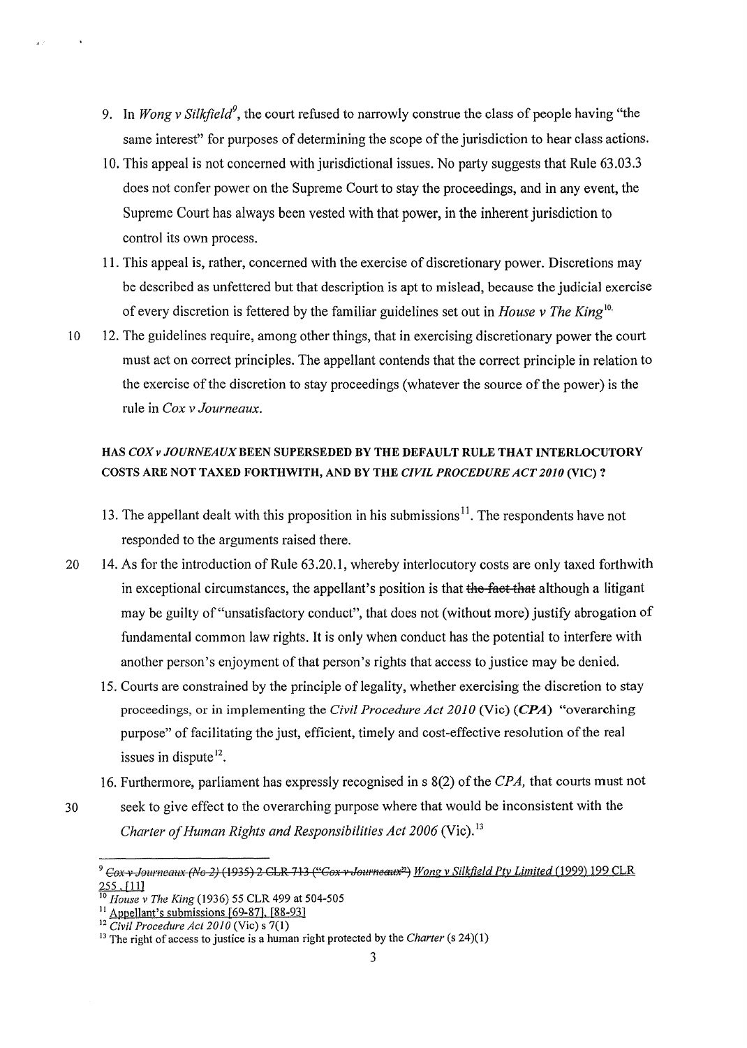9. In *Wong v Silkfield*[9], the court refused to narrowly construe the class of people having "the same interest" for purposes of determining the scope of the jurisdiction to hear class actions.

10. This appeal is not concerned with jurisdictional issues. No party suggests that Rule 63.03.3 does not confer power on the Supreme Court to stay the proceedings, and in any event, the Supreme Court has always been vested with that power, in the inherent jurisdiction to control its own process.

11. This appeal is, rather, concerned with the exercise of discretionary power. Discretions may be described as unfettered but that description is apt to mislead, because the judicial exercise of every discretion is fettered by the familiar guidelines set out in *House v The King*[10].

12. The guidelines require, among other things, that in exercising discretionary power the court must act on correct principles. The appellant contends that the correct principle in relation to the exercise of the discretion to stay proceedings (whatever the source of the power) is the rule in *Cox v Journeaux*.

## HAS *COX v JOURNEAUX* BEEN SUPERSEDED BY THE DEFAULT RULE THAT INTERLOCUTORY COSTS ARE NOT TAXED FORTHWITH, AND BY THE *CIVIL PROCEDURE ACT 2010* (VIC) ?

13. The appellant dealt with this proposition in his submissions[11]. The respondents have not responded to the arguments raised there.

14. As for the introduction of Rule 63.20.1, whereby interlocutory costs are only taxed forthwith in exceptional circumstances, the appellant's position is that ~~the fact that~~ although a litigant may be guilty of "unsatisfactory conduct", that does not (without more) justify abrogation of fundamental common law rights. It is only when conduct has the potential to interfere with another person's enjoyment of that person's rights that access to justice may be denied.

15. Courts are constrained by the principle of legality, whether exercising the discretion to stay proceedings, or in implementing the *Civil Procedure Act 2010* (Vic) (***CPA***) "overarching purpose" of facilitating the just, efficient, timely and cost-effective resolution of the real issues in dispute[12].

16. Furthermore, parliament has expressly recognised in s 8(2) of the *CPA*, that courts must not seek to give effect to the overarching purpose where that would be inconsistent with the *Charter of Human Rights and Responsibilities Act 2006* (Vic).[13]

---

[9] ~~*Cox v Journeaux (No 2)* (1935) 2 CLR 713 ("*Cox v Journeaux*")~~ *Wong v Silkfield Pty Limited* (1999) 199 CLR 255, [11]

[10] *House v The King* (1936) 55 CLR 499 at 504-505

[11] Appellant's submissions [69-87], [88-93]

[12] *Civil Procedure Act 2010* (Vic) s 7(1)

[13] The right of access to justice is a human right protected by the *Charter* (s 24)(1)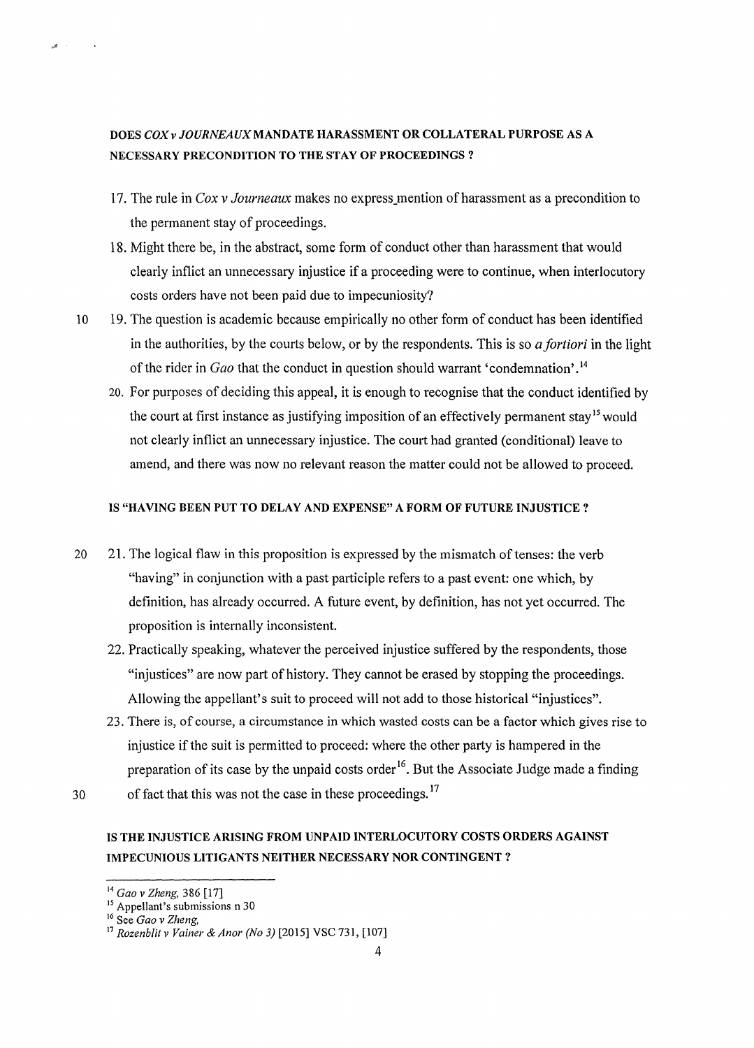## DOES *COX v JOURNEAUX* MANDATE HARASSMENT OR COLLATERAL PURPOSE AS A NECESSARY PRECONDITION TO THE STAY OF PROCEEDINGS ?

17. The rule in *Cox v Journeaux* makes no express mention of harassment as a precondition to the permanent stay of proceedings.

18. Might there be, in the abstract, some form of conduct other than harassment that would clearly inflict an unnecessary injustice if a proceeding were to continue, when interlocutory costs orders have not been paid due to impecuniosity?

19. The question is academic because empirically no other form of conduct has been identified in the authorities, by the courts below, or by the respondents. This is so *a fortiori* in the light of the rider in *Gao* that the conduct in question should warrant 'condemnation'.[14]

20. For purposes of deciding this appeal, it is enough to recognise that the conduct identified by the court at first instance as justifying imposition of an effectively permanent stay[15] would not clearly inflict an unnecessary injustice. The court had granted (conditional) leave to amend, and there was now no relevant reason the matter could not be allowed to proceed.

## IS "HAVING BEEN PUT TO DELAY AND EXPENSE" A FORM OF FUTURE INJUSTICE ?

21. The logical flaw in this proposition is expressed by the mismatch of tenses: the verb "having" in conjunction with a past participle refers to a past event: one which, by definition, has already occurred. A future event, by definition, has not yet occurred. The proposition is internally inconsistent.

22. Practically speaking, whatever the perceived injustice suffered by the respondents, those "injustices" are now part of history. They cannot be erased by stopping the proceedings. Allowing the appellant's suit to proceed will not add to those historical "injustices".

23. There is, of course, a circumstance in which wasted costs can be a factor which gives rise to injustice if the suit is permitted to proceed: where the other party is hampered in the preparation of its case by the unpaid costs order[16]. But the Associate Judge made a finding of fact that this was not the case in these proceedings.[17]

## IS THE INJUSTICE ARISING FROM UNPAID INTERLOCUTORY COSTS ORDERS AGAINST IMPECUNIOUS LITIGANTS NEITHER NECESSARY NOR CONTINGENT ?

---

[14] *Gao v Zheng*, 386 [17]

[15] Appellant's submissions n 30

[16] See *Gao v Zheng*,

[17] *Rozenblit v Vainer & Anor (No 3)* [2015] VSC 731, [107]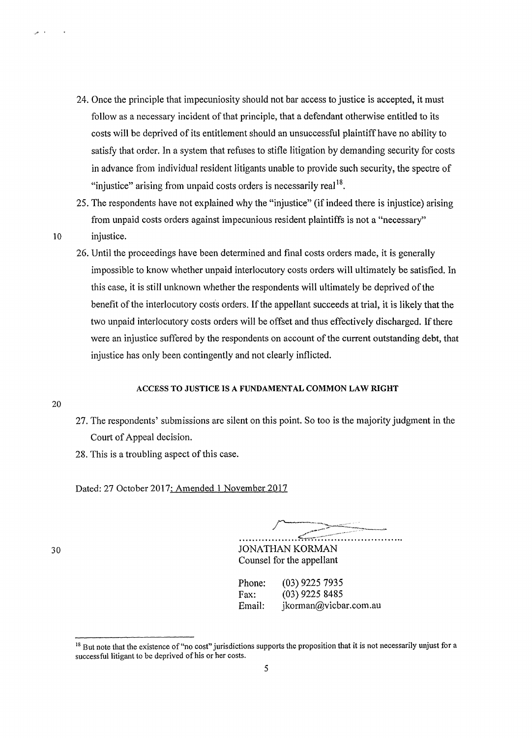24. Once the principle that impecuniosity should not bar access to justice is accepted, it must follow as a necessary incident of that principle, that a defendant otherwise entitled to its costs will be deprived of its entitlement should an unsuccessful plaintiff have no ability to satisfy that order. In a system that refuses to stifle litigation by demanding security for costs in advance from individual resident litigants unable to provide such security, the spectre of "injustice" arising from unpaid costs orders is necessarily real[18].

25. The respondents have not explained why the "injustice" (if indeed there is injustice) arising from unpaid costs orders against impecunious resident plaintiffs is not a "necessary" injustice.

26. Until the proceedings have been determined and final costs orders made, it is generally impossible to know whether unpaid interlocutory costs orders will ultimately be satisfied. In this case, it is still unknown whether the respondents will ultimately be deprived of the benefit of the interlocutory costs orders. If the appellant succeeds at trial, it is likely that the two unpaid interlocutory costs orders will be offset and thus effectively discharged. If there were an injustice suffered by the respondents on account of the current outstanding debt, that injustice has only been contingently and not clearly inflicted.

**ACCESS TO JUSTICE IS A FUNDAMENTAL COMMON LAW RIGHT**

27. The respondents' submissions are silent on this point. So too is the majority judgment in the Court of Appeal decision.

28. This is a troubling aspect of this case.

Dated: 27 October 2017; Amended 1 November 2017

JONATHAN KORMAN
Counsel for the appellant

Phone: (03) 9225 7935
Fax: (03) 9225 8485
Email: jkorman@vicbar.com.au

---

[18] But note that the existence of "no cost" jurisdictions supports the proposition that it is not necessarily unjust for a successful litigant to be deprived of his or her costs.